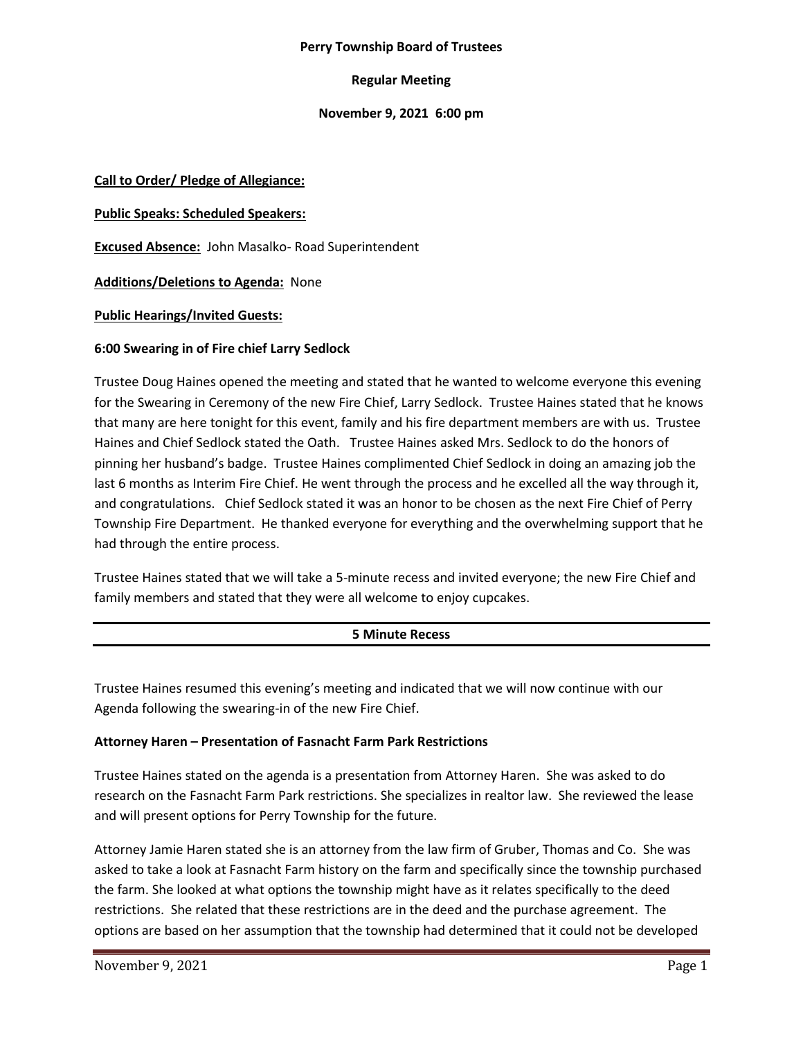**Perry Township Board of Trustees**

**Regular Meeting**

**November 9, 2021 6:00 pm**

**Call to Order/ Pledge of Allegiance:**

**Public Speaks: Scheduled Speakers:**

**Excused Absence:** John Masalko- Road Superintendent

**Additions/Deletions to Agenda:** None

**Public Hearings/Invited Guests:**

**6:00 Swearing in of Fire chief Larry Sedlock**

Trustee Doug Haines opened the meeting and stated that he wanted to welcome everyone this evening for the Swearing in Ceremony of the new Fire Chief, Larry Sedlock. Trustee Haines stated that he knows that many are here tonight for this event, family and his fire department members are with us. Trustee Haines and Chief Sedlock stated the Oath. Trustee Haines asked Mrs. Sedlock to do the honors of pinning her husband's badge. Trustee Haines complimented Chief Sedlock in doing an amazing job the last 6 months as Interim Fire Chief. He went through the process and he excelled all the way through it, and congratulations. Chief Sedlock stated it was an honor to be chosen as the next Fire Chief of Perry Township Fire Department. He thanked everyone for everything and the overwhelming support that he had through the entire process.

Trustee Haines stated that we will take a 5-minute recess and invited everyone; the new Fire Chief and family members and stated that they were all welcome to enjoy cupcakes.

---

**5 Minute Recess**

---

Trustee Haines resumed this evening's meeting and indicated that we will now continue with our Agenda following the swearing-in of the new Fire Chief.

**Attorney Haren – Presentation of Fasnacht Farm Park Restrictions**

Trustee Haines stated on the agenda is a presentation from Attorney Haren. She was asked to do research on the Fasnacht Farm Park restrictions. She specializes in realtor law. She reviewed the lease and will present options for Perry Township for the future.

Attorney Jamie Haren stated she is an attorney from the law firm of Gruber, Thomas and Co. She was asked to take a look at Fasnacht Farm history on the farm and specifically since the township purchased the farm. She looked at what options the township might have as it relates specifically to the deed restrictions. She related that these restrictions are in the deed and the purchase agreement. The options are based on her assumption that the township had determined that it could not be developed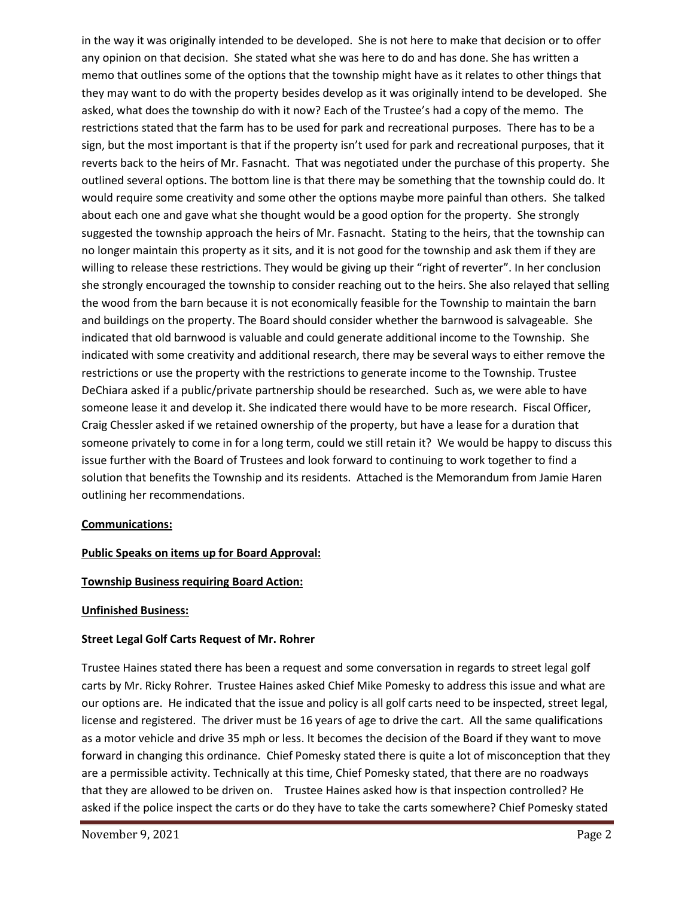in the way it was originally intended to be developed. She is not here to make that decision or to offer any opinion on that decision. She stated what she was here to do and has done. She has written a memo that outlines some of the options that the township might have as it relates to other things that they may want to do with the property besides develop as it was originally intend to be developed. She asked, what does the township do with it now? Each of the Trustee's had a copy of the memo. The restrictions stated that the farm has to be used for park and recreational purposes. There has to be a sign, but the most important is that if the property isn't used for park and recreational purposes, that it reverts back to the heirs of Mr. Fasnacht. That was negotiated under the purchase of this property. She outlined several options. The bottom line is that there may be something that the township could do. It would require some creativity and some other the options maybe more painful than others. She talked about each one and gave what she thought would be a good option for the property. She strongly suggested the township approach the heirs of Mr. Fasnacht. Stating to the heirs, that the township can no longer maintain this property as it sits, and it is not good for the township and ask them if they are willing to release these restrictions. They would be giving up their "right of reverter". In her conclusion she strongly encouraged the township to consider reaching out to the heirs. She also relayed that selling the wood from the barn because it is not economically feasible for the Township to maintain the barn and buildings on the property. The Board should consider whether the barnwood is salvageable. She indicated that old barnwood is valuable and could generate additional income to the Township. She indicated with some creativity and additional research, there may be several ways to either remove the restrictions or use the property with the restrictions to generate income to the Township. Trustee DeChiara asked if a public/private partnership should be researched. Such as, we were able to have someone lease it and develop it. She indicated there would have to be more research. Fiscal Officer, Craig Chessler asked if we retained ownership of the property, but have a lease for a duration that someone privately to come in for a long term, could we still retain it? We would be happy to discuss this issue further with the Board of Trustees and look forward to continuing to work together to find a solution that benefits the Township and its residents. Attached is the Memorandum from Jamie Haren outlining her recommendations.

**Communications:**

**Public Speaks on items up for Board Approval:**

**Township Business requiring Board Action:**

**Unfinished Business:**

**Street Legal Golf Carts Request of Mr. Rohrer**

Trustee Haines stated there has been a request and some conversation in regards to street legal golf carts by Mr. Ricky Rohrer. Trustee Haines asked Chief Mike Pomesky to address this issue and what are our options are. He indicated that the issue and policy is all golf carts need to be inspected, street legal, license and registered. The driver must be 16 years of age to drive the cart. All the same qualifications as a motor vehicle and drive 35 mph or less. It becomes the decision of the Board if they want to move forward in changing this ordinance. Chief Pomesky stated there is quite a lot of misconception that they are a permissible activity. Technically at this time, Chief Pomesky stated, that there are no roadways that they are allowed to be driven on. Trustee Haines asked how is that inspection controlled? He asked if the police inspect the carts or do they have to take the carts somewhere? Chief Pomesky stated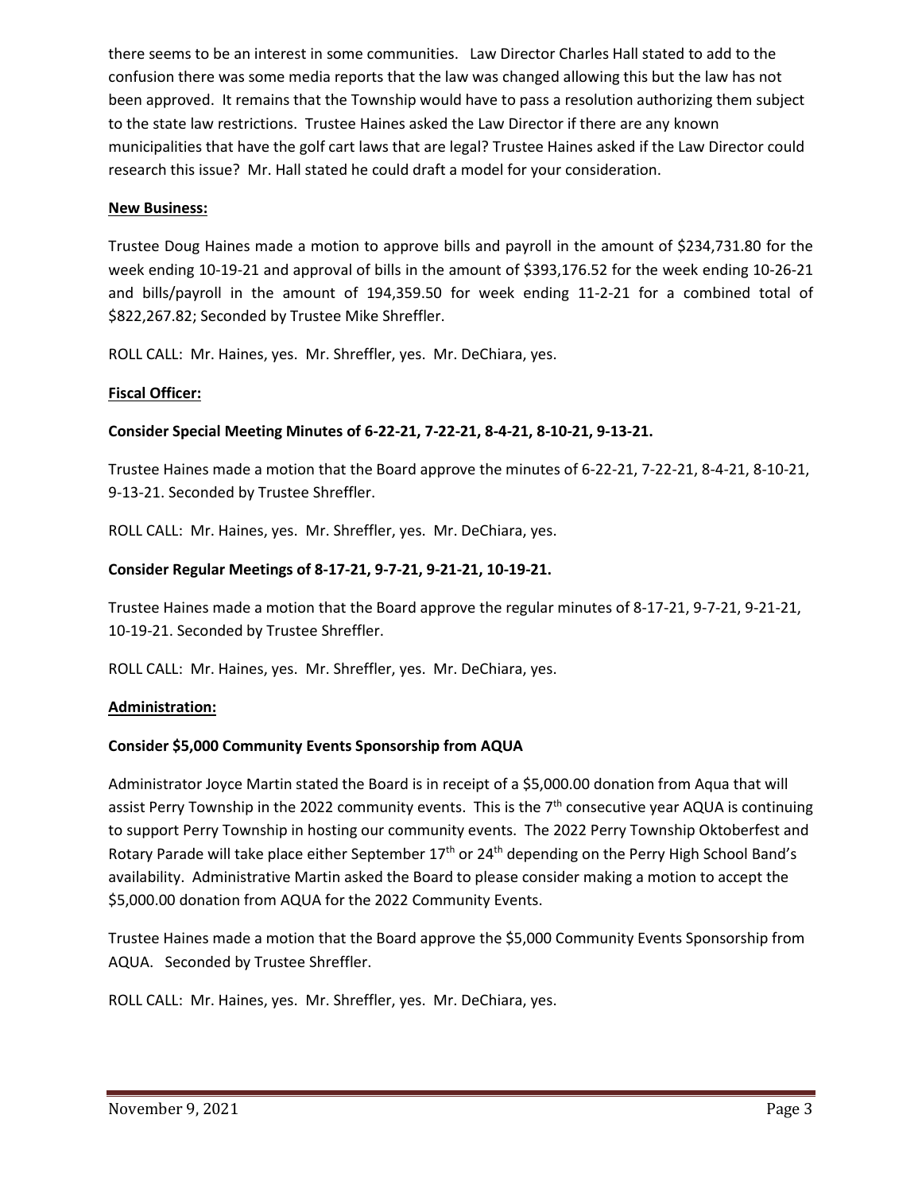there seems to be an interest in some communities. Law Director Charles Hall stated to add to the confusion there was some media reports that the law was changed allowing this but the law has not been approved. It remains that the Township would have to pass a resolution authorizing them subject to the state law restrictions. Trustee Haines asked the Law Director if there are any known municipalities that have the golf cart laws that are legal? Trustee Haines asked if the Law Director could research this issue? Mr. Hall stated he could draft a model for your consideration.

**New Business:**

Trustee Doug Haines made a motion to approve bills and payroll in the amount of $234,731.80 for the week ending 10-19-21 and approval of bills in the amount of $393,176.52 for the week ending 10-26-21 and bills/payroll in the amount of 194,359.50 for week ending 11-2-21 for a combined total of $822,267.82; Seconded by Trustee Mike Shreffler.

ROLL CALL: Mr. Haines, yes. Mr. Shreffler, yes. Mr. DeChiara, yes.

**Fiscal Officer:**

**Consider Special Meeting Minutes of 6-22-21, 7-22-21, 8-4-21, 8-10-21, 9-13-21.**

Trustee Haines made a motion that the Board approve the minutes of 6-22-21, 7-22-21, 8-4-21, 8-10-21, 9-13-21. Seconded by Trustee Shreffler.

ROLL CALL: Mr. Haines, yes. Mr. Shreffler, yes. Mr. DeChiara, yes.

**Consider Regular Meetings of 8-17-21, 9-7-21, 9-21-21, 10-19-21.**

Trustee Haines made a motion that the Board approve the regular minutes of 8-17-21, 9-7-21, 9-21-21, 10-19-21. Seconded by Trustee Shreffler.

ROLL CALL: Mr. Haines, yes. Mr. Shreffler, yes. Mr. DeChiara, yes.

**Administration:**

**Consider $5,000 Community Events Sponsorship from AQUA**

Administrator Joyce Martin stated the Board is in receipt of a $5,000.00 donation from Aqua that will assist Perry Township in the 2022 community events. This is the 7th consecutive year AQUA is continuing to support Perry Township in hosting our community events. The 2022 Perry Township Oktoberfest and Rotary Parade will take place either September 17th or 24th depending on the Perry High School Band's availability. Administrative Martin asked the Board to please consider making a motion to accept the $5,000.00 donation from AQUA for the 2022 Community Events.

Trustee Haines made a motion that the Board approve the $5,000 Community Events Sponsorship from AQUA. Seconded by Trustee Shreffler.

ROLL CALL: Mr. Haines, yes. Mr. Shreffler, yes. Mr. DeChiara, yes.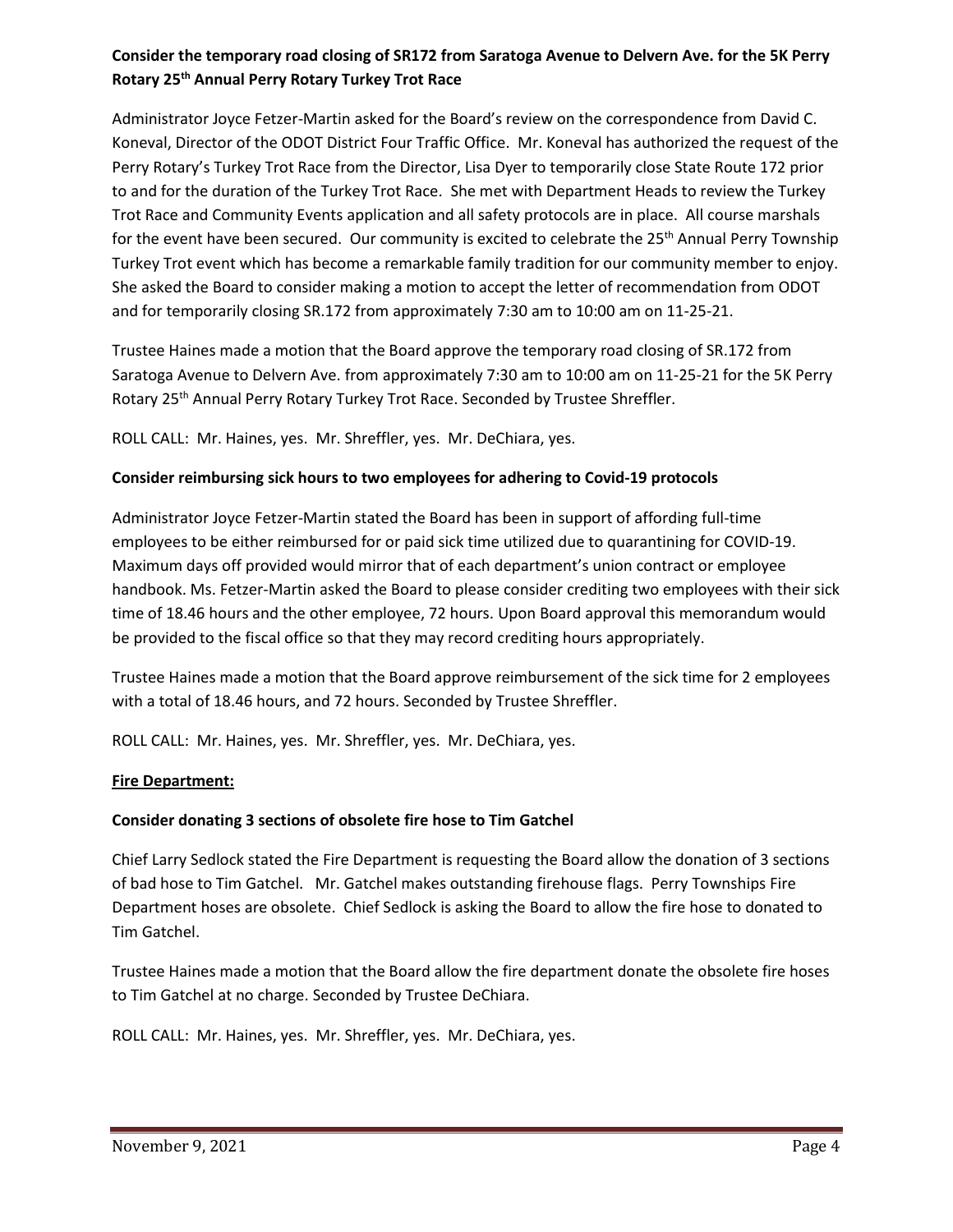**Consider the temporary road closing of SR172 from Saratoga Avenue to Delvern Ave. for the 5K Perry Rotary 25th Annual Perry Rotary Turkey Trot Race**

Administrator Joyce Fetzer-Martin asked for the Board's review on the correspondence from David C. Koneval, Director of the ODOT District Four Traffic Office. Mr. Koneval has authorized the request of the Perry Rotary's Turkey Trot Race from the Director, Lisa Dyer to temporarily close State Route 172 prior to and for the duration of the Turkey Trot Race. She met with Department Heads to review the Turkey Trot Race and Community Events application and all safety protocols are in place. All course marshals for the event have been secured. Our community is excited to celebrate the 25th Annual Perry Township Turkey Trot event which has become a remarkable family tradition for our community member to enjoy. She asked the Board to consider making a motion to accept the letter of recommendation from ODOT and for temporarily closing SR.172 from approximately 7:30 am to 10:00 am on 11-25-21.

Trustee Haines made a motion that the Board approve the temporary road closing of SR.172 from Saratoga Avenue to Delvern Ave. from approximately 7:30 am to 10:00 am on 11-25-21 for the 5K Perry Rotary 25th Annual Perry Rotary Turkey Trot Race. Seconded by Trustee Shreffler.

ROLL CALL: Mr. Haines, yes. Mr. Shreffler, yes. Mr. DeChiara, yes.

**Consider reimbursing sick hours to two employees for adhering to Covid-19 protocols**

Administrator Joyce Fetzer-Martin stated the Board has been in support of affording full-time employees to be either reimbursed for or paid sick time utilized due to quarantining for COVID-19. Maximum days off provided would mirror that of each department's union contract or employee handbook. Ms. Fetzer-Martin asked the Board to please consider crediting two employees with their sick time of 18.46 hours and the other employee, 72 hours. Upon Board approval this memorandum would be provided to the fiscal office so that they may record crediting hours appropriately.

Trustee Haines made a motion that the Board approve reimbursement of the sick time for 2 employees with a total of 18.46 hours, and 72 hours. Seconded by Trustee Shreffler.

ROLL CALL: Mr. Haines, yes. Mr. Shreffler, yes. Mr. DeChiara, yes.

**Fire Department:**

**Consider donating 3 sections of obsolete fire hose to Tim Gatchel**

Chief Larry Sedlock stated the Fire Department is requesting the Board allow the donation of 3 sections of bad hose to Tim Gatchel. Mr. Gatchel makes outstanding firehouse flags. Perry Townships Fire Department hoses are obsolete. Chief Sedlock is asking the Board to allow the fire hose to donated to Tim Gatchel.

Trustee Haines made a motion that the Board allow the fire department donate the obsolete fire hoses to Tim Gatchel at no charge. Seconded by Trustee DeChiara.

ROLL CALL: Mr. Haines, yes. Mr. Shreffler, yes. Mr. DeChiara, yes.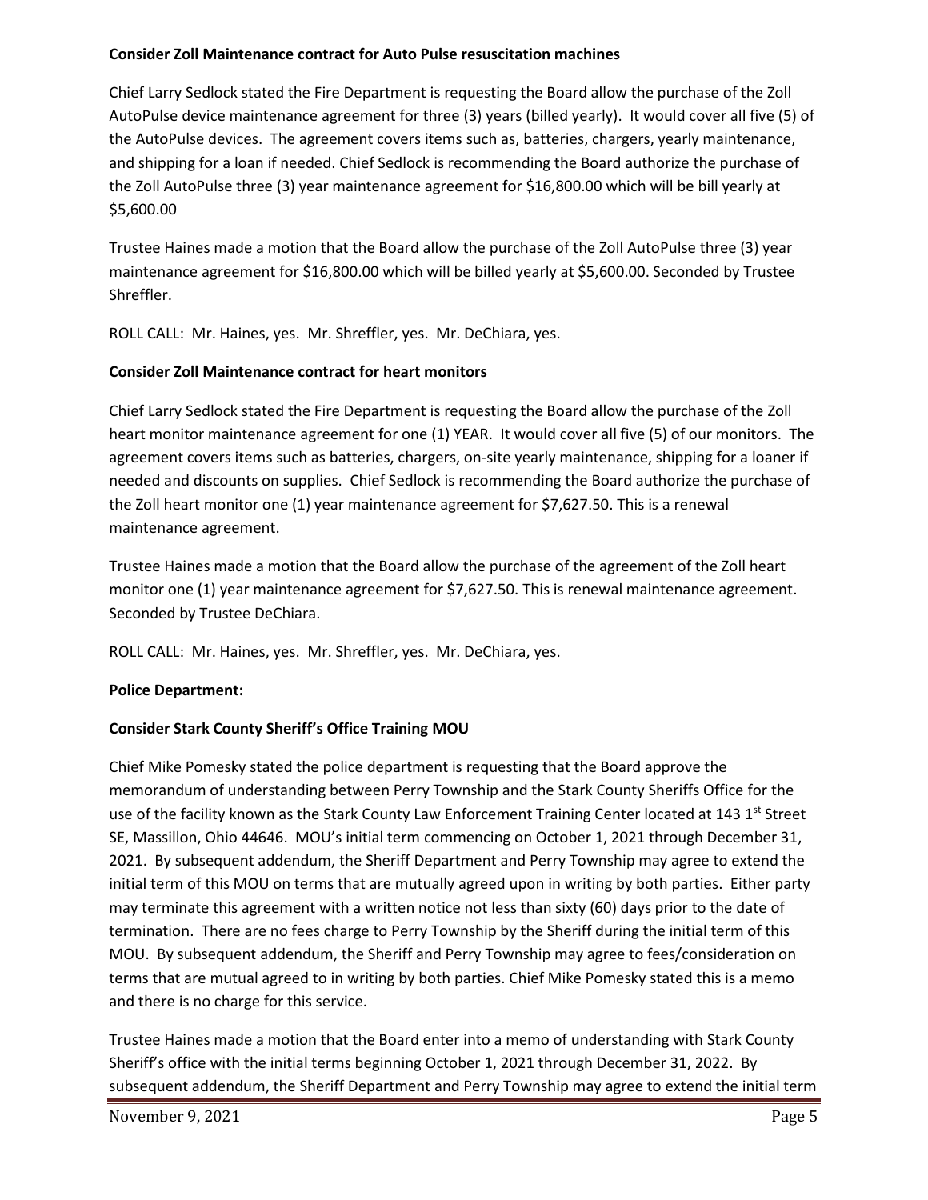**Consider Zoll Maintenance contract for Auto Pulse resuscitation machines**

Chief Larry Sedlock stated the Fire Department is requesting the Board allow the purchase of the Zoll AutoPulse device maintenance agreement for three (3) years (billed yearly). It would cover all five (5) of the AutoPulse devices. The agreement covers items such as, batteries, chargers, yearly maintenance, and shipping for a loan if needed. Chief Sedlock is recommending the Board authorize the purchase of the Zoll AutoPulse three (3) year maintenance agreement for $16,800.00 which will be bill yearly at $5,600.00

Trustee Haines made a motion that the Board allow the purchase of the Zoll AutoPulse three (3) year maintenance agreement for $16,800.00 which will be billed yearly at $5,600.00. Seconded by Trustee Shreffler.

ROLL CALL: Mr. Haines, yes. Mr. Shreffler, yes. Mr. DeChiara, yes.

**Consider Zoll Maintenance contract for heart monitors**

Chief Larry Sedlock stated the Fire Department is requesting the Board allow the purchase of the Zoll heart monitor maintenance agreement for one (1) YEAR. It would cover all five (5) of our monitors. The agreement covers items such as batteries, chargers, on-site yearly maintenance, shipping for a loaner if needed and discounts on supplies. Chief Sedlock is recommending the Board authorize the purchase of the Zoll heart monitor one (1) year maintenance agreement for $7,627.50. This is a renewal maintenance agreement.

Trustee Haines made a motion that the Board allow the purchase of the agreement of the Zoll heart monitor one (1) year maintenance agreement for $7,627.50. This is renewal maintenance agreement. Seconded by Trustee DeChiara.

ROLL CALL: Mr. Haines, yes. Mr. Shreffler, yes. Mr. DeChiara, yes.

**Police Department:**

**Consider Stark County Sheriff's Office Training MOU**

Chief Mike Pomesky stated the police department is requesting that the Board approve the memorandum of understanding between Perry Township and the Stark County Sheriffs Office for the use of the facility known as the Stark County Law Enforcement Training Center located at 143 1st Street SE, Massillon, Ohio 44646. MOU's initial term commencing on October 1, 2021 through December 31, 2021. By subsequent addendum, the Sheriff Department and Perry Township may agree to extend the initial term of this MOU on terms that are mutually agreed upon in writing by both parties. Either party may terminate this agreement with a written notice not less than sixty (60) days prior to the date of termination. There are no fees charge to Perry Township by the Sheriff during the initial term of this MOU. By subsequent addendum, the Sheriff and Perry Township may agree to fees/consideration on terms that are mutual agreed to in writing by both parties. Chief Mike Pomesky stated this is a memo and there is no charge for this service.

Trustee Haines made a motion that the Board enter into a memo of understanding with Stark County Sheriff's office with the initial terms beginning October 1, 2021 through December 31, 2022. By subsequent addendum, the Sheriff Department and Perry Township may agree to extend the initial term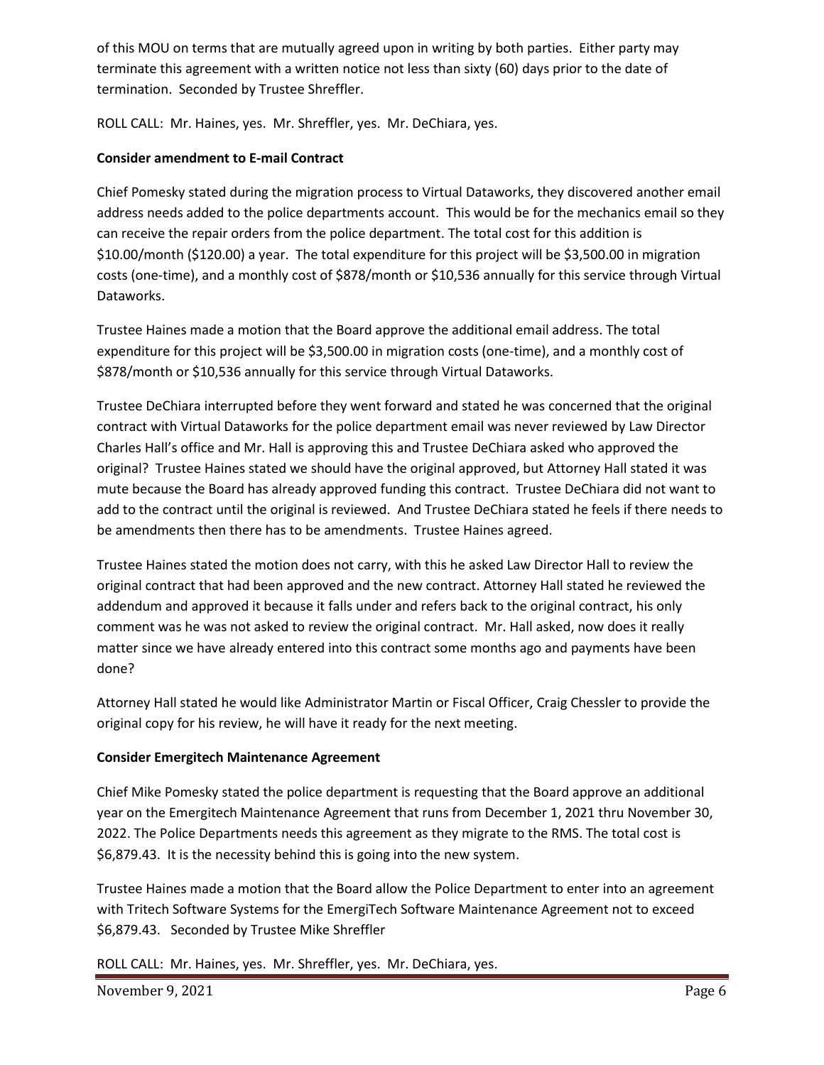of this MOU on terms that are mutually agreed upon in writing by both parties. Either party may terminate this agreement with a written notice not less than sixty (60) days prior to the date of termination. Seconded by Trustee Shreffler.

ROLL CALL: Mr. Haines, yes. Mr. Shreffler, yes. Mr. DeChiara, yes.

**Consider amendment to E-mail Contract**

Chief Pomesky stated during the migration process to Virtual Dataworks, they discovered another email address needs added to the police departments account. This would be for the mechanics email so they can receive the repair orders from the police department. The total cost for this addition is $10.00/month ($120.00) a year. The total expenditure for this project will be $3,500.00 in migration costs (one-time), and a monthly cost of $878/month or $10,536 annually for this service through Virtual Dataworks.

Trustee Haines made a motion that the Board approve the additional email address. The total expenditure for this project will be $3,500.00 in migration costs (one-time), and a monthly cost of $878/month or $10,536 annually for this service through Virtual Dataworks.

Trustee DeChiara interrupted before they went forward and stated he was concerned that the original contract with Virtual Dataworks for the police department email was never reviewed by Law Director Charles Hall's office and Mr. Hall is approving this and Trustee DeChiara asked who approved the original? Trustee Haines stated we should have the original approved, but Attorney Hall stated it was mute because the Board has already approved funding this contract. Trustee DeChiara did not want to add to the contract until the original is reviewed. And Trustee DeChiara stated he feels if there needs to be amendments then there has to be amendments. Trustee Haines agreed.

Trustee Haines stated the motion does not carry, with this he asked Law Director Hall to review the original contract that had been approved and the new contract. Attorney Hall stated he reviewed the addendum and approved it because it falls under and refers back to the original contract, his only comment was he was not asked to review the original contract. Mr. Hall asked, now does it really matter since we have already entered into this contract some months ago and payments have been done?

Attorney Hall stated he would like Administrator Martin or Fiscal Officer, Craig Chessler to provide the original copy for his review, he will have it ready for the next meeting.

**Consider Emergitech Maintenance Agreement**

Chief Mike Pomesky stated the police department is requesting that the Board approve an additional year on the Emergitech Maintenance Agreement that runs from December 1, 2021 thru November 30, 2022. The Police Departments needs this agreement as they migrate to the RMS. The total cost is $6,879.43. It is the necessity behind this is going into the new system.

Trustee Haines made a motion that the Board allow the Police Department to enter into an agreement with Tritech Software Systems for the EmergiTech Software Maintenance Agreement not to exceed $6,879.43. Seconded by Trustee Mike Shreffler

ROLL CALL: Mr. Haines, yes. Mr. Shreffler, yes. Mr. DeChiara, yes.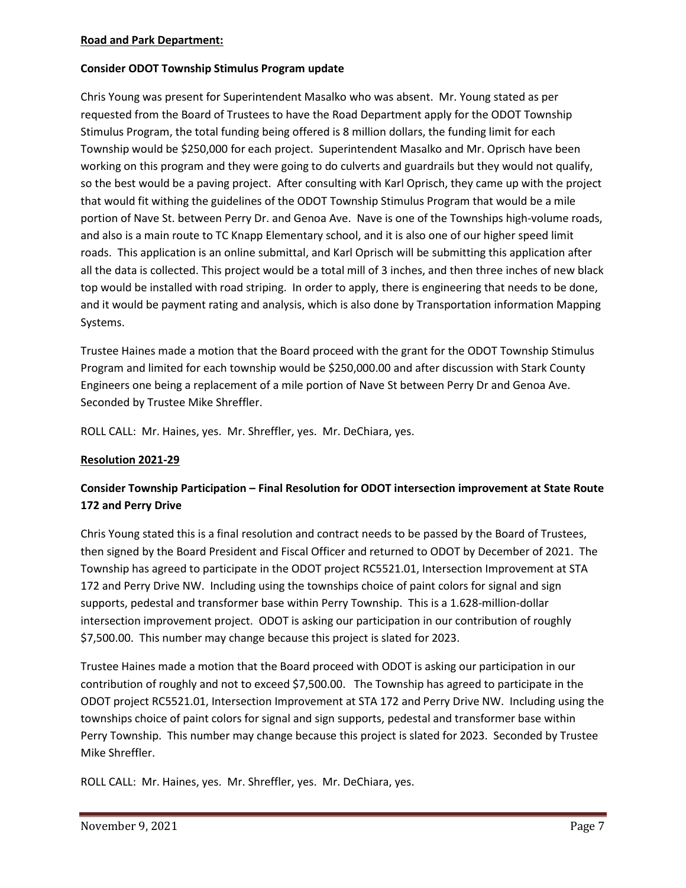**Road and Park Department:**

**Consider ODOT Township Stimulus Program update**

Chris Young was present for Superintendent Masalko who was absent. Mr. Young stated as per requested from the Board of Trustees to have the Road Department apply for the ODOT Township Stimulus Program, the total funding being offered is 8 million dollars, the funding limit for each Township would be $250,000 for each project. Superintendent Masalko and Mr. Oprisch have been working on this program and they were going to do culverts and guardrails but they would not qualify, so the best would be a paving project. After consulting with Karl Oprisch, they came up with the project that would fit withing the guidelines of the ODOT Township Stimulus Program that would be a mile portion of Nave St. between Perry Dr. and Genoa Ave. Nave is one of the Townships high-volume roads, and also is a main route to TC Knapp Elementary school, and it is also one of our higher speed limit roads. This application is an online submittal, and Karl Oprisch will be submitting this application after all the data is collected. This project would be a total mill of 3 inches, and then three inches of new black top would be installed with road striping. In order to apply, there is engineering that needs to be done, and it would be payment rating and analysis, which is also done by Transportation information Mapping Systems.

Trustee Haines made a motion that the Board proceed with the grant for the ODOT Township Stimulus Program and limited for each township would be $250,000.00 and after discussion with Stark County Engineers one being a replacement of a mile portion of Nave St between Perry Dr and Genoa Ave. Seconded by Trustee Mike Shreffler.

ROLL CALL: Mr. Haines, yes. Mr. Shreffler, yes. Mr. DeChiara, yes.

**Resolution 2021-29**

**Consider Township Participation – Final Resolution for ODOT intersection improvement at State Route 172 and Perry Drive**

Chris Young stated this is a final resolution and contract needs to be passed by the Board of Trustees, then signed by the Board President and Fiscal Officer and returned to ODOT by December of 2021. The Township has agreed to participate in the ODOT project RC5521.01, Intersection Improvement at STA 172 and Perry Drive NW. Including using the townships choice of paint colors for signal and sign supports, pedestal and transformer base within Perry Township. This is a 1.628-million-dollar intersection improvement project. ODOT is asking our participation in our contribution of roughly $7,500.00. This number may change because this project is slated for 2023.

Trustee Haines made a motion that the Board proceed with ODOT is asking our participation in our contribution of roughly and not to exceed $7,500.00. The Township has agreed to participate in the ODOT project RC5521.01, Intersection Improvement at STA 172 and Perry Drive NW. Including using the townships choice of paint colors for signal and sign supports, pedestal and transformer base within Perry Township. This number may change because this project is slated for 2023. Seconded by Trustee Mike Shreffler.

ROLL CALL: Mr. Haines, yes. Mr. Shreffler, yes. Mr. DeChiara, yes.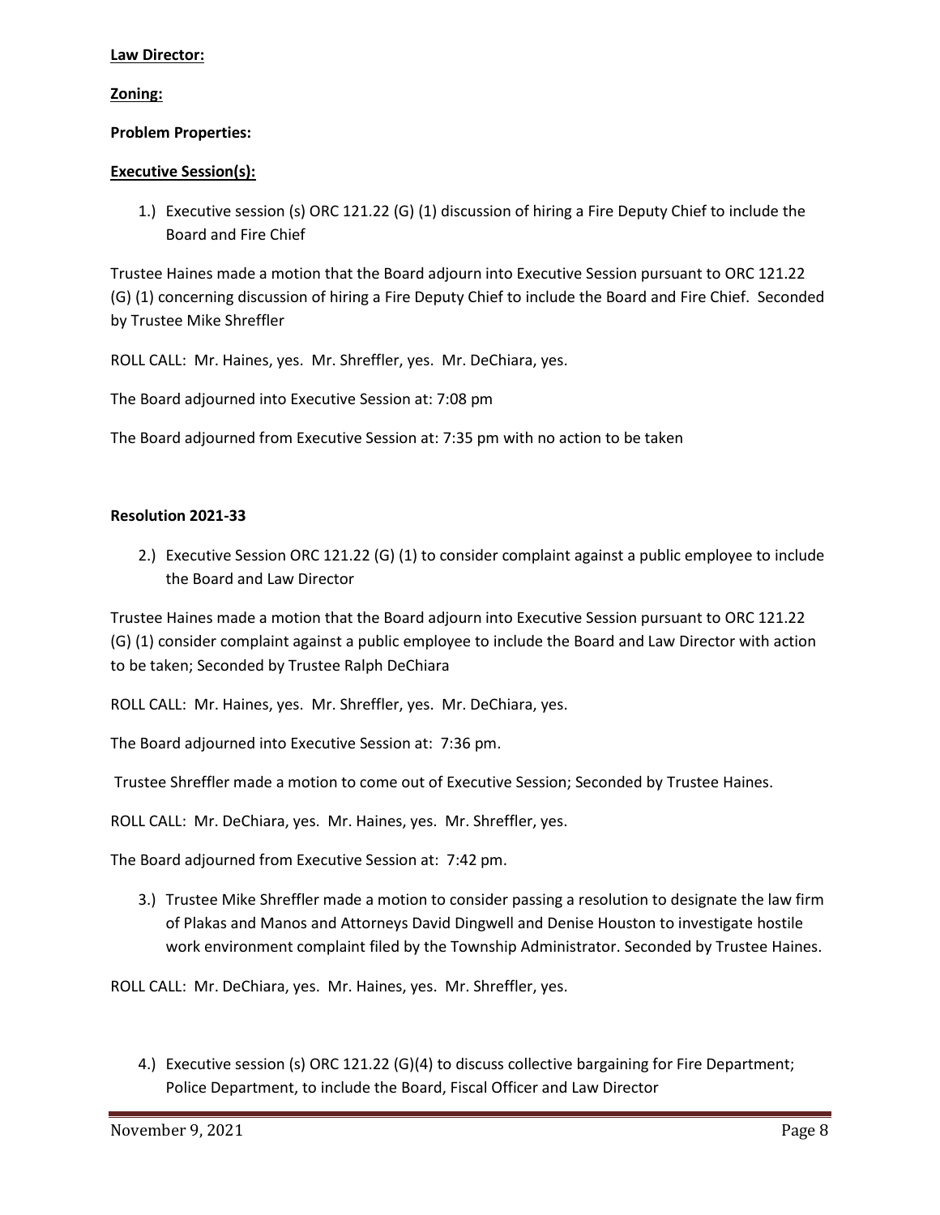**Law Director:**

**Zoning:**

**Problem Properties:**

**Executive Session(s):**

1.) Executive session (s) ORC 121.22 (G) (1) discussion of hiring a Fire Deputy Chief to include the Board and Fire Chief

Trustee Haines made a motion that the Board adjourn into Executive Session pursuant to ORC 121.22 (G) (1) concerning discussion of hiring a Fire Deputy Chief to include the Board and Fire Chief. Seconded by Trustee Mike Shreffler

ROLL CALL: Mr. Haines, yes. Mr. Shreffler, yes. Mr. DeChiara, yes.

The Board adjourned into Executive Session at: 7:08 pm

The Board adjourned from Executive Session at: 7:35 pm with no action to be taken

**Resolution 2021-33**

2.) Executive Session ORC 121.22 (G) (1) to consider complaint against a public employee to include the Board and Law Director

Trustee Haines made a motion that the Board adjourn into Executive Session pursuant to ORC 121.22 (G) (1) consider complaint against a public employee to include the Board and Law Director with action to be taken; Seconded by Trustee Ralph DeChiara

ROLL CALL: Mr. Haines, yes. Mr. Shreffler, yes. Mr. DeChiara, yes.

The Board adjourned into Executive Session at: 7:36 pm.

Trustee Shreffler made a motion to come out of Executive Session; Seconded by Trustee Haines.

ROLL CALL: Mr. DeChiara, yes. Mr. Haines, yes. Mr. Shreffler, yes.

The Board adjourned from Executive Session at: 7:42 pm.

3.) Trustee Mike Shreffler made a motion to consider passing a resolution to designate the law firm of Plakas and Manos and Attorneys David Dingwell and Denise Houston to investigate hostile work environment complaint filed by the Township Administrator. Seconded by Trustee Haines.

ROLL CALL: Mr. DeChiara, yes. Mr. Haines, yes. Mr. Shreffler, yes.

4.) Executive session (s) ORC 121.22 (G)(4) to discuss collective bargaining for Fire Department; Police Department, to include the Board, Fiscal Officer and Law Director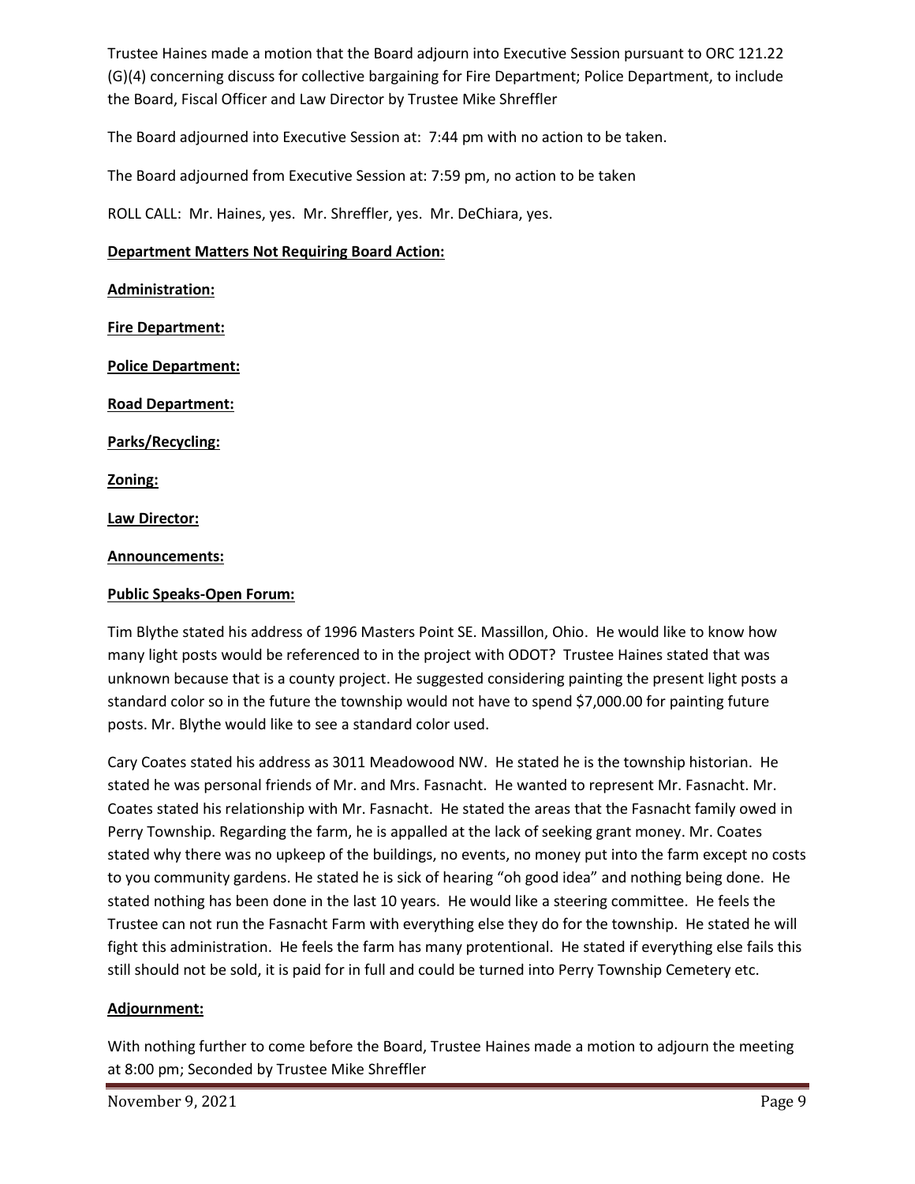Trustee Haines made a motion that the Board adjourn into Executive Session pursuant to ORC 121.22 (G)(4) concerning discuss for collective bargaining for Fire Department; Police Department, to include the Board, Fiscal Officer and Law Director by Trustee Mike Shreffler

The Board adjourned into Executive Session at: 7:44 pm with no action to be taken.

The Board adjourned from Executive Session at: 7:59 pm, no action to be taken

ROLL CALL: Mr. Haines, yes. Mr. Shreffler, yes. Mr. DeChiara, yes.

**Department Matters Not Requiring Board Action:**

**Administration:**

**Fire Department:**

**Police Department:**

**Road Department:**

**Parks/Recycling:**

**Zoning:**

**Law Director:**

**Announcements:**

**Public Speaks-Open Forum:**

Tim Blythe stated his address of 1996 Masters Point SE. Massillon, Ohio. He would like to know how many light posts would be referenced to in the project with ODOT? Trustee Haines stated that was unknown because that is a county project. He suggested considering painting the present light posts a standard color so in the future the township would not have to spend $7,000.00 for painting future posts. Mr. Blythe would like to see a standard color used.

Cary Coates stated his address as 3011 Meadowood NW. He stated he is the township historian. He stated he was personal friends of Mr. and Mrs. Fasnacht. He wanted to represent Mr. Fasnacht. Mr. Coates stated his relationship with Mr. Fasnacht. He stated the areas that the Fasnacht family owed in Perry Township. Regarding the farm, he is appalled at the lack of seeking grant money. Mr. Coates stated why there was no upkeep of the buildings, no events, no money put into the farm except no costs to you community gardens. He stated he is sick of hearing "oh good idea" and nothing being done. He stated nothing has been done in the last 10 years. He would like a steering committee. He feels the Trustee can not run the Fasnacht Farm with everything else they do for the township. He stated he will fight this administration. He feels the farm has many protentional. He stated if everything else fails this still should not be sold, it is paid for in full and could be turned into Perry Township Cemetery etc.

**Adjournment:**

With nothing further to come before the Board, Trustee Haines made a motion to adjourn the meeting at 8:00 pm; Seconded by Trustee Mike Shreffler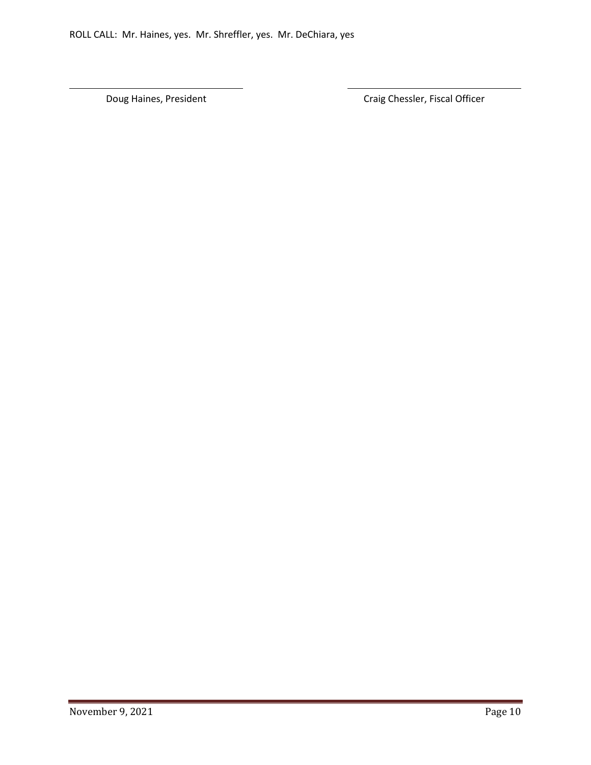ROLL CALL: Mr. Haines, yes. Mr. Shreffler, yes. Mr. DeChiara, yes

| | |
|---|---|
| _______________________________ | _______________________________ |
| Doug Haines, President | Craig Chessler, Fiscal Officer |